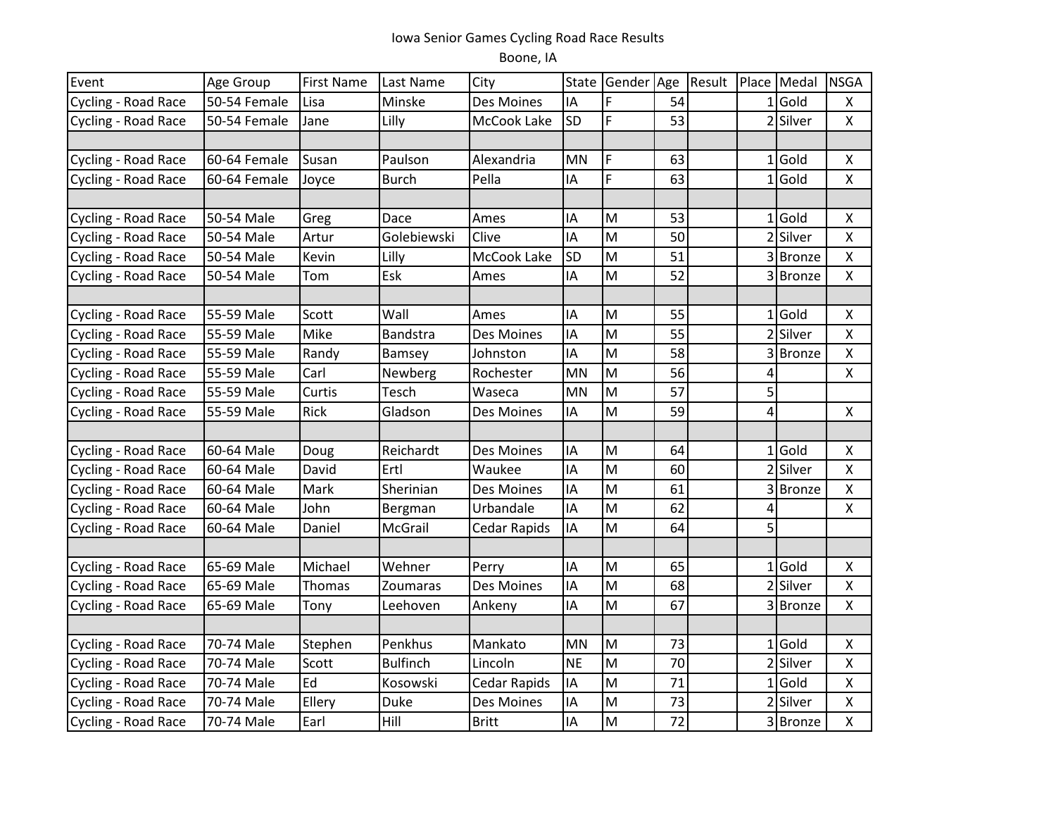Iowa Senior Games Cycling Road Race Results

Boone, IA

| Event | Age Group | First Name | Last Name | City | State | Gender | Age | Result | Place | Medal | NSGA |
|---|---|---|---|---|---|---|---|---|---|---|---|
| Cycling - Road Race | 50-54 Female | Lisa | Minske | Des Moines | IA | F | 54 | | 1 | Gold | X |
| Cycling - Road Race | 50-54 Female | Jane | Lilly | McCook Lake | SD | F | 53 | | 2 | Silver | X |
| | | | | | | | | | | | |
| Cycling - Road Race | 60-64 Female | Susan | Paulson | Alexandria | MN | F | 63 | | 1 | Gold | X |
| Cycling - Road Race | 60-64 Female | Joyce | Burch | Pella | IA | F | 63 | | 1 | Gold | X |
| | | | | | | | | | | | |
| Cycling - Road Race | 50-54 Male | Greg | Dace | Ames | IA | M | 53 | | 1 | Gold | X |
| Cycling - Road Race | 50-54 Male | Artur | Golebiewski | Clive | IA | M | 50 | | 2 | Silver | X |
| Cycling - Road Race | 50-54 Male | Kevin | Lilly | McCook Lake | SD | M | 51 | | 3 | Bronze | X |
| Cycling - Road Race | 50-54 Male | Tom | Esk | Ames | IA | M | 52 | | 3 | Bronze | X |
| | | | | | | | | | | | |
| Cycling - Road Race | 55-59 Male | Scott | Wall | Ames | IA | M | 55 | | 1 | Gold | X |
| Cycling - Road Race | 55-59 Male | Mike | Bandstra | Des Moines | IA | M | 55 | | 2 | Silver | X |
| Cycling - Road Race | 55-59 Male | Randy | Bamsey | Johnston | IA | M | 58 | | 3 | Bronze | X |
| Cycling - Road Race | 55-59 Male | Carl | Newberg | Rochester | MN | M | 56 | | 4 | | X |
| Cycling - Road Race | 55-59 Male | Curtis | Tesch | Waseca | MN | M | 57 | | 5 | | |
| Cycling - Road Race | 55-59 Male | Rick | Gladson | Des Moines | IA | M | 59 | | 4 | | X |
| | | | | | | | | | | | |
| Cycling - Road Race | 60-64 Male | Doug | Reichardt | Des Moines | IA | M | 64 | | 1 | Gold | X |
| Cycling - Road Race | 60-64 Male | David | Ertl | Waukee | IA | M | 60 | | 2 | Silver | X |
| Cycling - Road Race | 60-64 Male | Mark | Sherinian | Des Moines | IA | M | 61 | | 3 | Bronze | X |
| Cycling - Road Race | 60-64 Male | John | Bergman | Urbandale | IA | M | 62 | | 4 | | X |
| Cycling - Road Race | 60-64 Male | Daniel | McGrail | Cedar Rapids | IA | M | 64 | | 5 | | |
| | | | | | | | | | | | |
| Cycling - Road Race | 65-69 Male | Michael | Wehner | Perry | IA | M | 65 | | 1 | Gold | X |
| Cycling - Road Race | 65-69 Male | Thomas | Zoumaras | Des Moines | IA | M | 68 | | 2 | Silver | X |
| Cycling - Road Race | 65-69 Male | Tony | Leehoven | Ankeny | IA | M | 67 | | 3 | Bronze | X |
| | | | | | | | | | | | |
| Cycling - Road Race | 70-74 Male | Stephen | Penkhus | Mankato | MN | M | 73 | | 1 | Gold | X |
| Cycling - Road Race | 70-74 Male | Scott | Bulfinch | Lincoln | NE | M | 70 | | 2 | Silver | X |
| Cycling - Road Race | 70-74 Male | Ed | Kosowski | Cedar Rapids | IA | M | 71 | | 1 | Gold | X |
| Cycling - Road Race | 70-74 Male | Ellery | Duke | Des Moines | IA | M | 73 | | 2 | Silver | X |
| Cycling - Road Race | 70-74 Male | Earl | Hill | Britt | IA | M | 72 | | 3 | Bronze | X |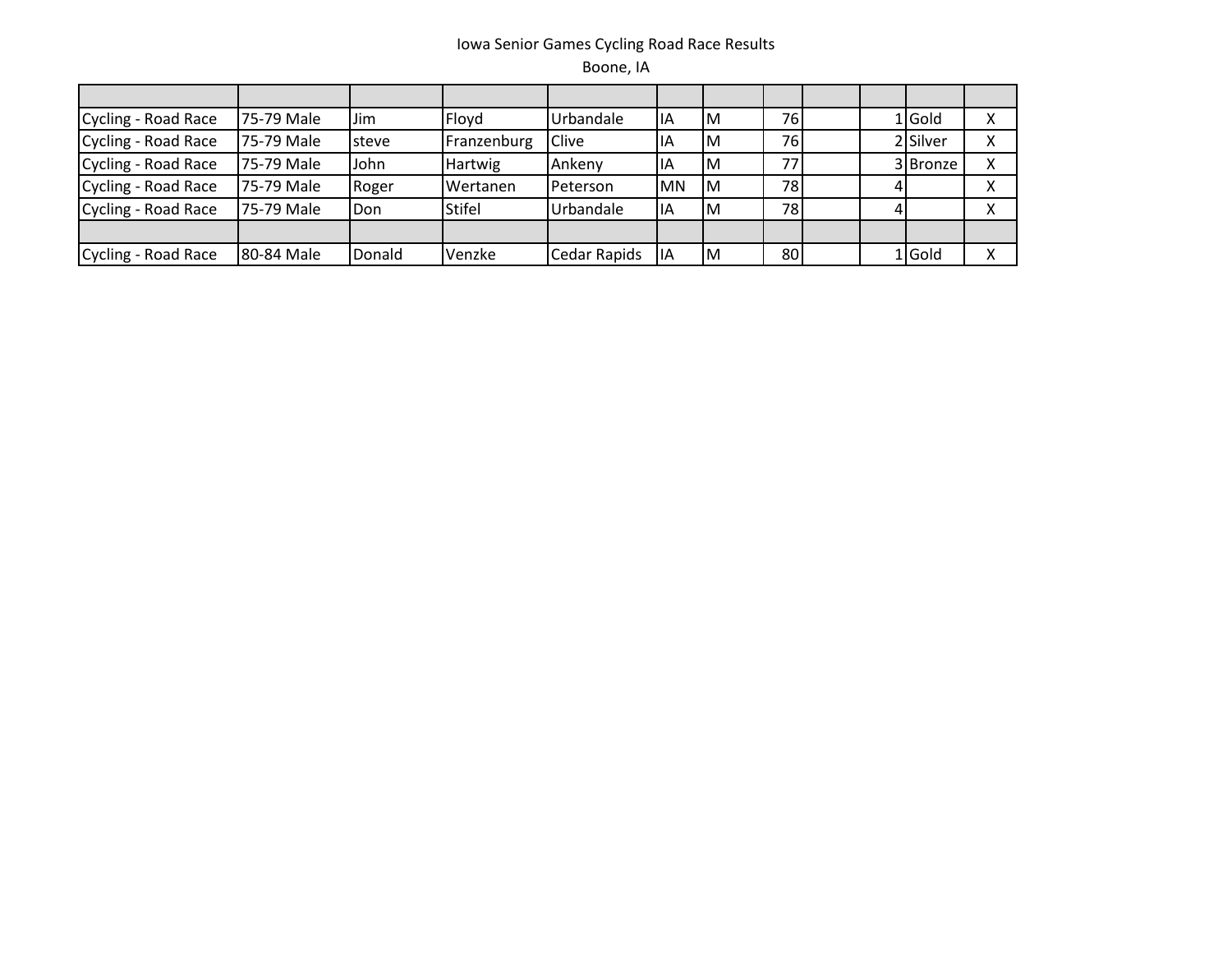Iowa Senior Games Cycling Road Race Results

Boone, IA

| | | | | | | | | | | | |
|---|---|---|---|---|---|---|---|---|---|---|---|
| Cycling - Road Race | 75-79 Male | Jim | Floyd | Urbandale | IA | M | 76 | | 1 | Gold | X |
| Cycling - Road Race | 75-79 Male | steve | Franzenburg | Clive | IA | M | 76 | | 2 | Silver | X |
| Cycling - Road Race | 75-79 Male | John | Hartwig | Ankeny | IA | M | 77 | | 3 | Bronze | X |
| Cycling - Road Race | 75-79 Male | Roger | Wertanen | Peterson | MN | M | 78 | | 4 | | X |
| Cycling - Road Race | 75-79 Male | Don | Stifel | Urbandale | IA | M | 78 | | 4 | | X |
| | | | | | | | | | | | |
| Cycling - Road Race | 80-84 Male | Donald | Venzke | Cedar Rapids | IA | M | 80 | | 1 | Gold | X |